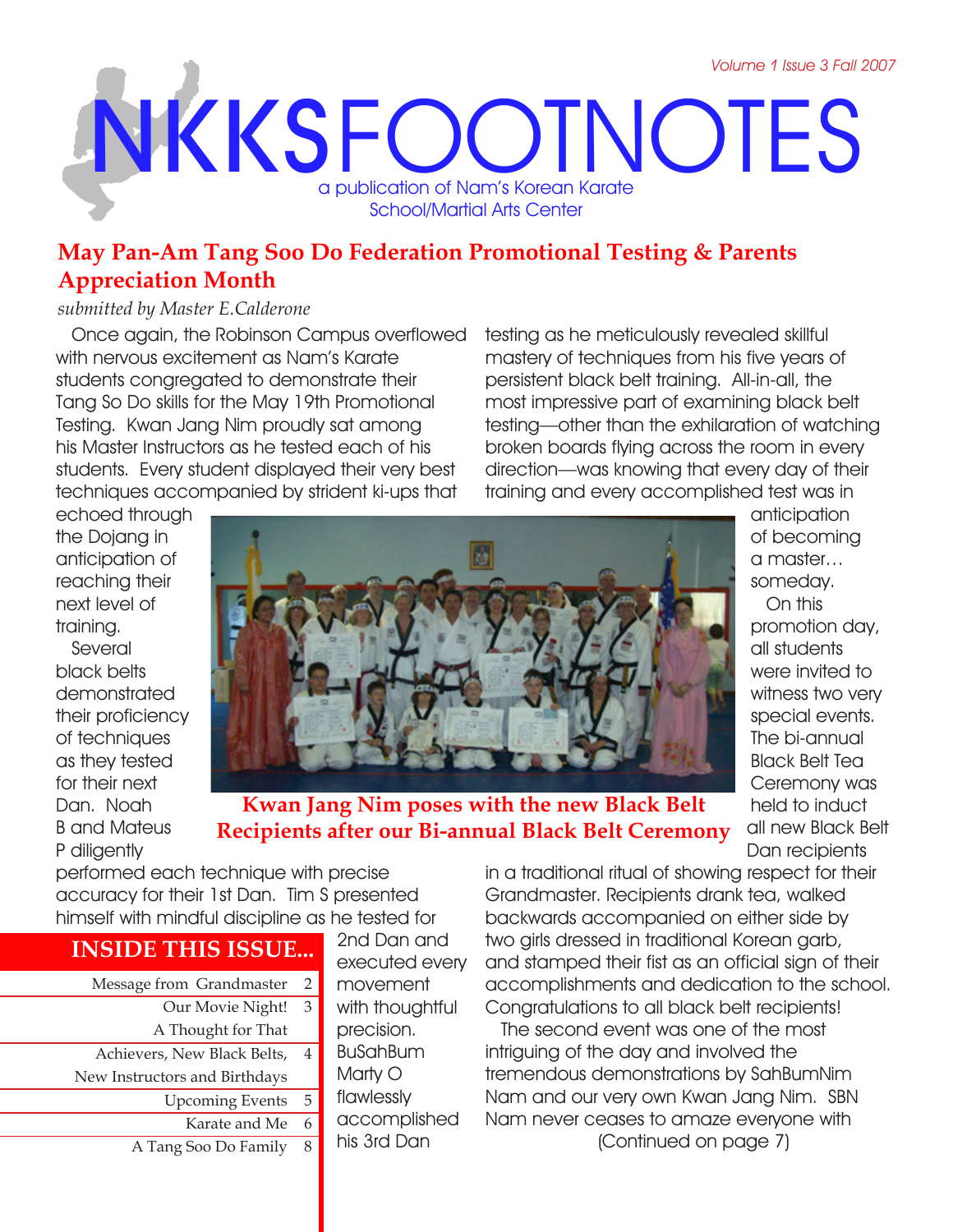Volume 1 Issue 3 Fall 2007

# NKKSFOOTNOTES

a publication of Nam's Korean Karate School/Martial Arts Center

## May Pan-Am Tang Soo Do Federation Promotional Testing & Parents Appreciation Month

*submitted by Master E.Calderone*

Once again, the Robinson Campus overflowed with nervous excitement as Nam's Karate students congregated to demonstrate their Tang So Do skills for the May 19th Promotional Testing. Kwan Jang Nim proudly sat among his Master Instructors as he tested each of his students. Every student displayed their very best techniques accompanied by strident ki-ups that echoed through the Dojang in anticipation of reaching their next level of training.

Several black belts demonstrated their proficiency of techniques as they tested for their next Dan. Noah B and Mateus P diligently performed each technique with precise accuracy for their 1st Dan. Tim S presented himself with mindful discipline as he tested for 2nd Dan and executed every movement with thoughtful precision. BuSahBum Marty O flawlessly accomplished his 3rd Dan testing as he meticulously revealed skillful mastery of techniques from his five years of persistent black belt training. All-in-all, the most impressive part of examining black belt testing—other than the exhilaration of watching broken boards flying across the room in every direction—was knowing that every day of their training and every accomplished test was in anticipation of becoming a master… someday.

On this promotion day, all students were invited to witness two very special events. The bi-annual Black Belt Tea Ceremony was held to induct all new Black Belt Dan recipients in a traditional ritual of showing respect for their Grandmaster. Recipients drank tea, walked backwards accompanied on either side by two girls dressed in traditional Korean garb, and stamped their fist as an official sign of their accomplishments and dedication to the school. Congratulations to all black belt recipients!

The second event was one of the most intriguing of the day and involved the tremendous demonstrations by SahBumNim Nam and our very own Kwan Jang Nim. SBN Nam never ceases to amaze everyone with

(Continued on page 7)

**Kwan Jang Nim poses with the new Black Belt Recipients after our Bi-annual Black Belt Ceremony**

## INSIDE THIS ISSUE...

| | |
|---|---|
| Message from Grandmaster | 2 |
| Our Movie Night! A Thought for That | 3 |
| Achievers, New Black Belts, New Instructors and Birthdays | 4 |
| Upcoming Events | 5 |
| Karate and Me | 6 |
| A Tang Soo Do Family | 8 |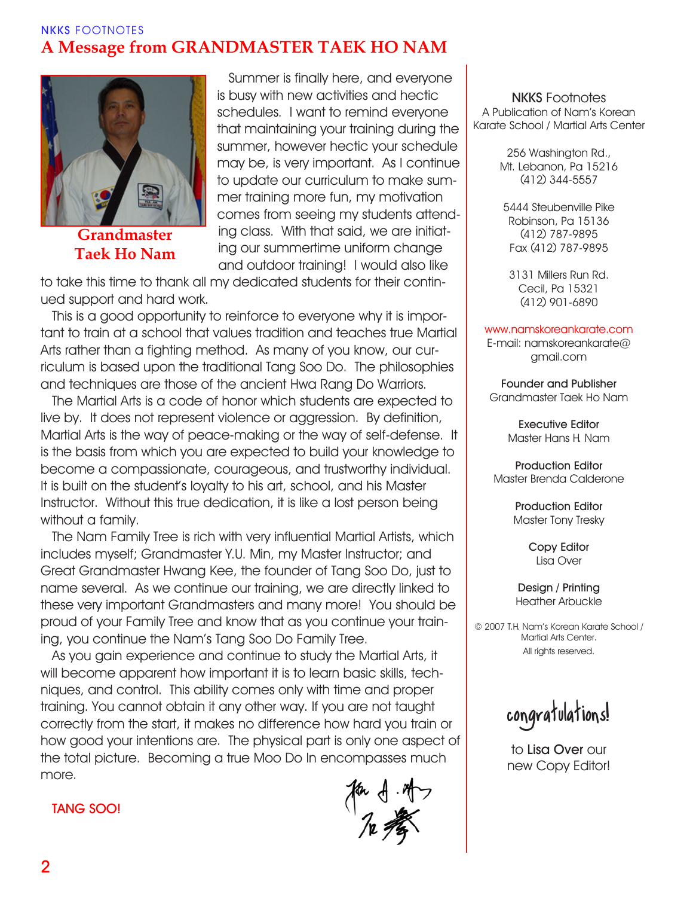NKKS FOOTNOTES

# A Message from GRANDMASTER TAEK HO NAM

**Grandmaster Taek Ho Nam**

Summer is finally here, and everyone is busy with new activities and hectic schedules. I want to remind everyone that maintaining your training during the summer, however hectic your schedule may be, is very important. As I continue to update our curriculum to make summer training more fun, my motivation comes from seeing my students attending class. With that said, we are initiating our summertime uniform change and outdoor training! I would also like to take this time to thank all my dedicated students for their continued support and hard work.

This is a good opportunity to reinforce to everyone why it is important to train at a school that values tradition and teaches true Martial Arts rather than a fighting method. As many of you know, our curriculum is based upon the traditional Tang Soo Do. The philosophies and techniques are those of the ancient Hwa Rang Do Warriors.

The Martial Arts is a code of honor which students are expected to live by. It does not represent violence or aggression. By definition, Martial Arts is the way of peace-making or the way of self-defense. It is the basis from which you are expected to build your knowledge to become a compassionate, courageous, and trustworthy individual. It is built on the student's loyalty to his art, school, and his Master Instructor. Without this true dedication, it is like a lost person being without a family.

The Nam Family Tree is rich with very influential Martial Artists, which includes myself; Grandmaster Y.U. Min, my Master Instructor; and Great Grandmaster Hwang Kee, the founder of Tang Soo Do, just to name several. As we continue our training, we are directly linked to these very important Grandmasters and many more! You should be proud of your Family Tree and know that as you continue your training, you continue the Nam's Tang Soo Do Family Tree.

As you gain experience and continue to study the Martial Arts, it will become apparent how important it is to learn basic skills, techniques, and control. This ability comes only with time and proper training. You cannot obtain it any other way. If you are not taught correctly from the start, it makes no difference how hard you train or how good your intentions are. The physical part is only one aspect of the total picture. Becoming a true Moo Do In encompasses much more.

TANG SOO!

---

**NKKS Footnotes**
A Publication of Nam's Korean Karate School / Martial Arts Center

256 Washington Rd.,
Mt. Lebanon, Pa 15216
(412) 344-5557

5444 Steubenville Pike
Robinson, Pa 15136
(412) 787-9895
Fax (412) 787-9895

3131 Millers Run Rd.
Cecil, Pa 15321
(412) 901-6890

www.namskoreankarate.com
E-mail: namskoreankarate@gmail.com

**Founder and Publisher**
Grandmaster Taek Ho Nam

**Executive Editor**
Master Hans H. Nam

**Production Editor**
Master Brenda Calderone

**Production Editor**
Master Tony Tresky

**Copy Editor**
Lisa Over

**Design / Printing**
Heather Arbuckle

© 2007 T.H. Nam's Korean Karate School / Martial Arts Center.
All rights reserved.

**congratulations!**

to **Lisa Over** our new Copy Editor!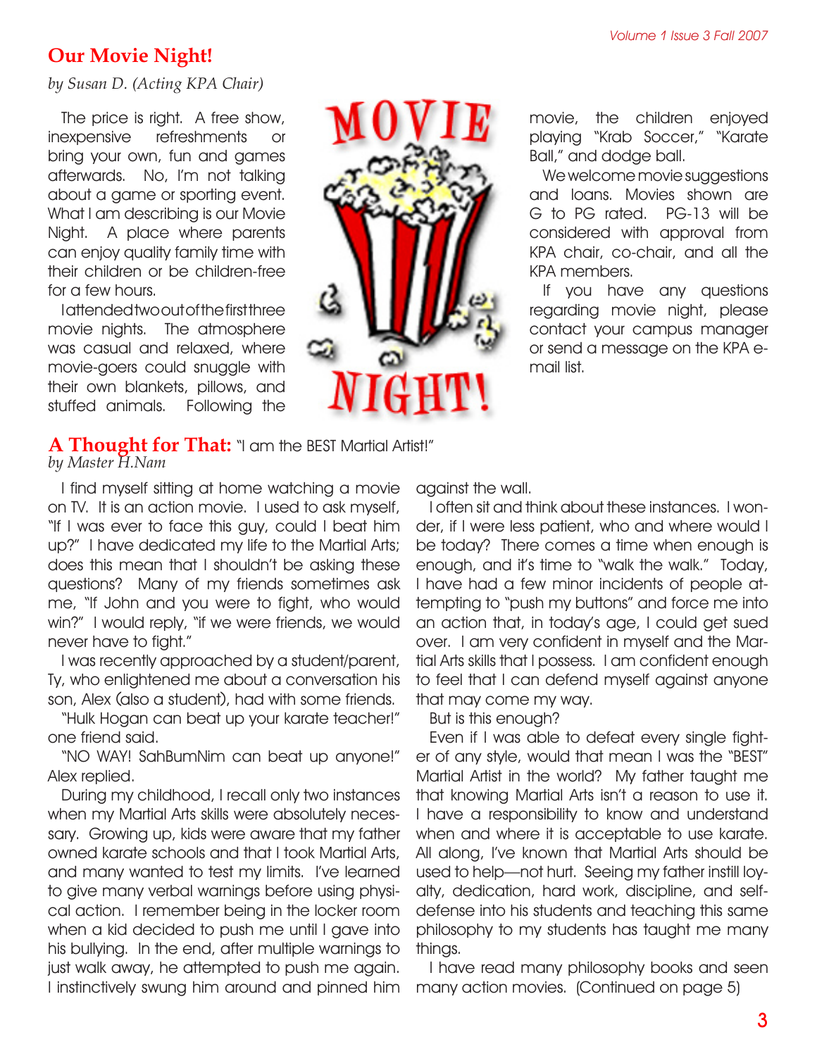## Our Movie Night!

*by Susan D. (Acting KPA Chair)*

The price is right. A free show, inexpensive refreshments or bring your own, fun and games afterwards. No, I'm not talking about a game or sporting event. What I am describing is our Movie Night. A place where parents can enjoy quality family time with their children or be children-free for a few hours.

I attended two out of the first three movie nights. The atmosphere was casual and relaxed, where movie-goers could snuggle with their own blankets, pillows, and stuffed animals. Following the movie, the children enjoyed playing "Krab Soccer," "Karate Ball," and dodge ball.

We welcome movie suggestions and loans. Movies shown are G to PG rated. PG-13 will be considered with approval from KPA chair, co-chair, and all the KPA members.

If you have any questions regarding movie night, please contact your campus manager or send a message on the KPA e-mail list.

## A Thought for That: "I am the BEST Martial Artist!"

*by Master H.Nam*

I find myself sitting at home watching a movie on TV. It is an action movie. I used to ask myself, "If I was ever to face this guy, could I beat him up?" I have dedicated my life to the Martial Arts; does this mean that I shouldn't be asking these questions? Many of my friends sometimes ask me, "If John and you were to fight, who would win?" I would reply, "if we were friends, we would never have to fight."

I was recently approached by a student/parent, Ty, who enlightened me about a conversation his son, Alex (also a student), had with some friends.

"Hulk Hogan can beat up your karate teacher!" one friend said.

"NO WAY! SahBumNim can beat up anyone!" Alex replied.

During my childhood, I recall only two instances when my Martial Arts skills were absolutely necessary. Growing up, kids were aware that my father owned karate schools and that I took Martial Arts, and many wanted to test my limits. I've learned to give many verbal warnings before using physical action. I remember being in the locker room when a kid decided to push me until I gave into his bullying. In the end, after multiple warnings to just walk away, he attempted to push me again. I instinctively swung him around and pinned him against the wall.

I often sit and think about these instances. I wonder, if I were less patient, who and where would I be today? There comes a time when enough is enough, and it's time to "walk the walk." Today, I have had a few minor incidents of people attempting to "push my buttons" and force me into an action that, in today's age, I could get sued over. I am very confident in myself and the Martial Arts skills that I possess. I am confident enough to feel that I can defend myself against anyone that may come my way.

But is this enough?

Even if I was able to defeat every single fighter of any style, would that mean I was the "BEST" Martial Artist in the world? My father taught me that knowing Martial Arts isn't a reason to use it. I have a responsibility to know and understand when and where it is acceptable to use karate. All along, I've known that Martial Arts should be used to help—not hurt. Seeing my father instill loyalty, dedication, hard work, discipline, and self-defense into his students and teaching this same philosophy to my students has taught me many things.

I have read many philosophy books and seen many action movies. (Continued on page 5)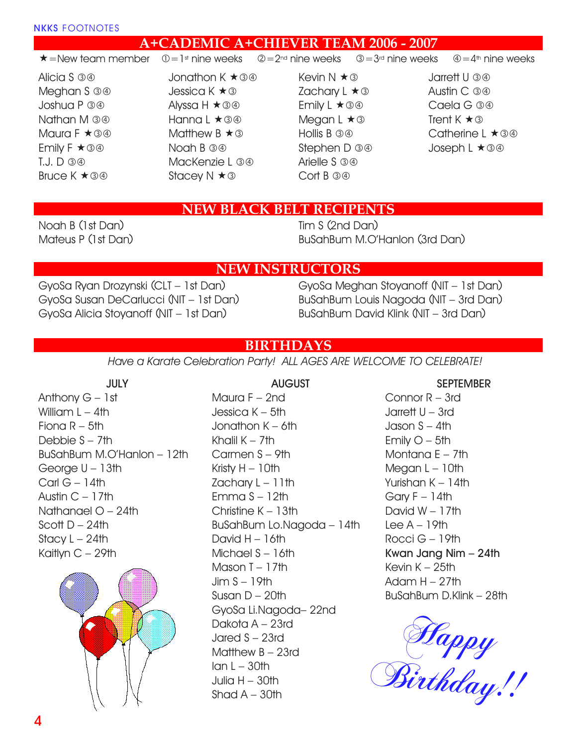NKKS FOOTNOTES

## A+CADEMIC A+CHIEVER TEAM 2006 - 2007

★ = New team member ① = 1st nine weeks ② = 2nd nine weeks ③ = 3rd nine weeks ④ = 4th nine weeks

Alicia S ③④
Meghan S ③④
Joshua P ③④
Nathan M ③④
Maura F ★③④
Emily F ★③④
T.J. D ③④
Bruce K ★③④
Jonathon K ★③④
Jessica K ★③
Alyssa H ★③④
Hanna L ★③④
Matthew B ★③
Noah B ③④
MacKenzie L ③④
Stacey N ★③
Kevin N ★③
Zachary L ★③
Emily L ★③④
Megan L ★③
Hollis B ③④
Stephen D ③④
Arielle S ③④
Cort B ③④
Jarrett U ③④
Austin C ③④
Caela G ③④
Trent K ★③
Catherine L ★③④
Joseph L ★③④

## NEW BLACK BELT RECIPENTS

Noah B (1st Dan)
Mateus P (1st Dan)
Tim S (2nd Dan)
BuSahBum M.O'Hanlon (3rd Dan)

## NEW INSTRUCTORS

GyoSa Ryan Drozynski (CLT – 1st Dan)
GyoSa Susan DeCarlucci (NIT – 1st Dan)
GyoSa Alicia Stoyanoff (NIT – 1st Dan)
GyoSa Meghan Stoyanoff (NIT – 1st Dan)
BuSahBum Louis Nagoda (NIT – 3rd Dan)
BuSahBum David Klink (NIT – 3rd Dan)

## BIRTHDAYS

*Have a Karate Celebration Party! ALL AGES ARE WELCOME TO CELEBRATE!*

### JULY

Anthony G – 1st
William L – 4th
Fiona R – 5th
Debbie S – 7th
BuSahBum M.O'Hanlon – 12th
George U – 13th
Carl G – 14th
Austin C – 17th
Nathanael O – 24th
Scott D – 24th
Stacy L – 24th
Kaitlyn C – 29th

### AUGUST

Maura F – 2nd
Jessica K – 5th
Jonathon K – 6th
Khalil K – 7th
Carmen S – 9th
Kristy H – 10th
Zachary L – 11th
Emma S – 12th
Christine K – 13th
BuSahBum Lo.Nagoda – 14th
David H – 16th
Michael S – 16th
Mason T – 17th
Jim S – 19th
Susan D – 20th
GyoSa Li.Nagoda– 22nd
Dakota A – 23rd
Jared S – 23rd
Matthew B – 23rd
Ian L – 30th
Julia H – 30th
Shad A – 30th

### SEPTEMBER

Connor R – 3rd
Jarrett U – 3rd
Jason S – 4th
Emily O – 5th
Montana E – 7th
Megan L – 10th
Yurishan K – 14th
Gary F – 14th
David W – 17th
Lee A – 19th
Rocci G – 19th
**Kwan Jang Nim – 24th**
Kevin K – 25th
Adam H – 27th
BuSahBum D.Klink – 28th

*Happy Birthday!!*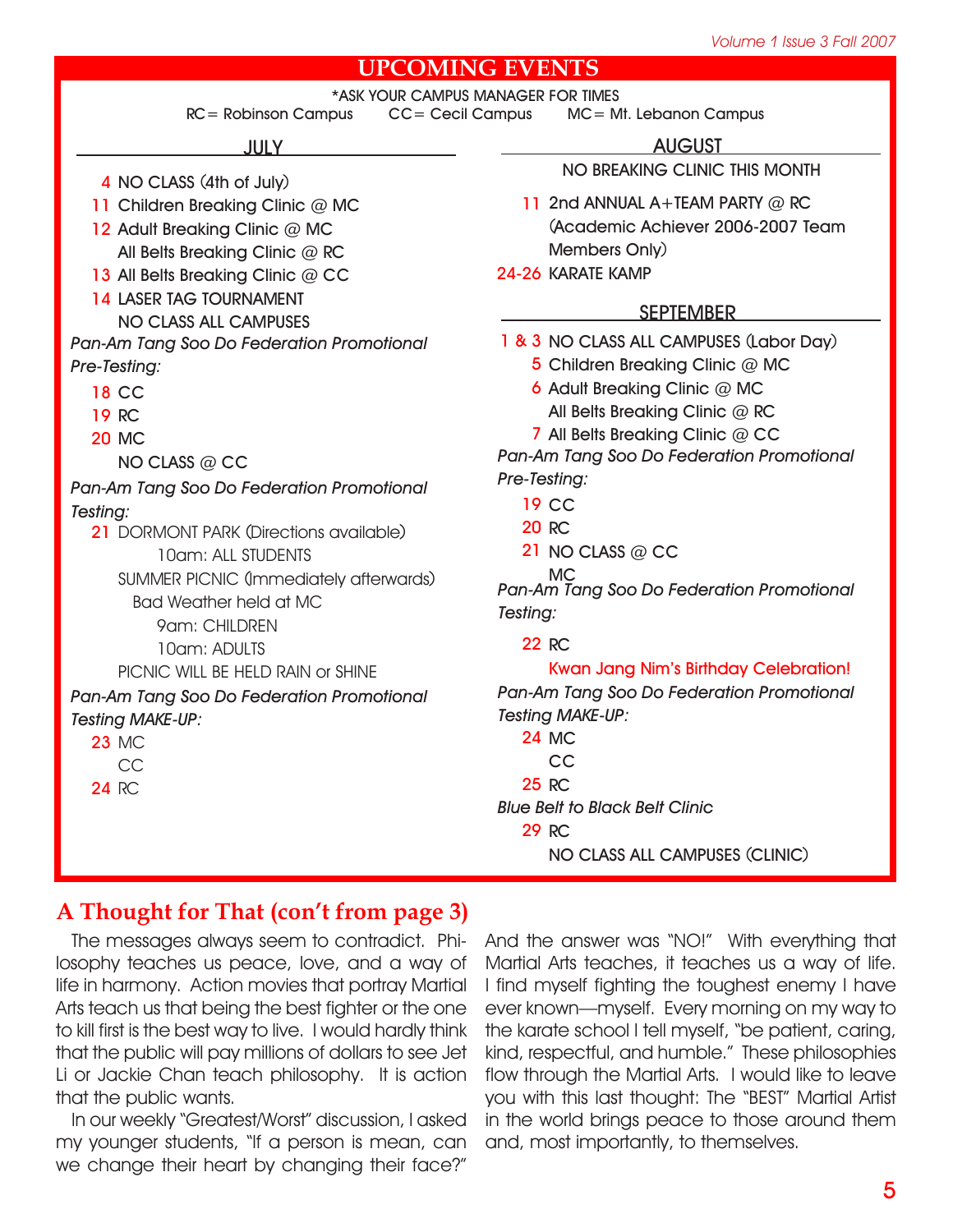# UPCOMING EVENTS

*ASK YOUR CAMPUS MANAGER FOR TIMES

RC = Robinson Campus  CC = Cecil Campus  MC = Mt. Lebanon Campus

## JULY

4 NO CLASS (4th of July)

11 Children Breaking Clinic @ MC

12 Adult Breaking Clinic @ MC
All Belts Breaking Clinic @ RC

13 All Belts Breaking Clinic @ CC

14 LASER TAG TOURNAMENT
NO CLASS ALL CAMPUSES

*Pan-Am Tang Soo Do Federation Promotional Pre-Testing:*

18 CC

19 RC

20 MC
NO CLASS @ CC

*Pan-Am Tang Soo Do Federation Promotional Testing:*

21 DORMONT PARK (Directions available)
10am: ALL STUDENTS
SUMMER PICNIC (Immediately afterwards)
Bad Weather held at MC
9am: CHILDREN
10am: ADULTS
PICNIC WILL BE HELD RAIN or SHINE

*Pan-Am Tang Soo Do Federation Promotional Testing MAKE-UP:*

23 MC
CC

24 RC

## AUGUST

NO BREAKING CLINIC THIS MONTH

11 2nd ANNUAL A+TEAM PARTY @ RC
(Academic Achiever 2006-2007 Team Members Only)

24-26 KARATE KAMP

## SEPTEMBER

1 & 3 NO CLASS ALL CAMPUSES (Labor Day)

5 Children Breaking Clinic @ MC

6 Adult Breaking Clinic @ MC
All Belts Breaking Clinic @ RC

7 All Belts Breaking Clinic @ CC

*Pan-Am Tang Soo Do Federation Promotional Pre-Testing:*

19 CC

20 RC

21 NO CLASS @ CC
MC

*Pan-Am Tang Soo Do Federation Promotional Testing:*

22 RC
Kwan Jang Nim's Birthday Celebration!

*Pan-Am Tang Soo Do Federation Promotional Testing MAKE-UP:*

24 MC
CC

25 RC

*Blue Belt to Black Belt Clinic*

29 RC
NO CLASS ALL CAMPUSES (CLINIC)

## A Thought for That (con't from page 3)

The messages always seem to contradict. Philosophy teaches us peace, love, and a way of life in harmony. Action movies that portray Martial Arts teach us that being the best fighter or the one to kill first is the best way to live. I would hardly think that the public will pay millions of dollars to see Jet Li or Jackie Chan teach philosophy. It is action that the public wants.

In our weekly "Greatest/Worst" discussion, I asked my younger students, "If a person is mean, can we change their heart by changing their face?" And the answer was "NO!" With everything that Martial Arts teaches, it teaches us a way of life. I find myself fighting the toughest enemy I have ever known—myself. Every morning on my way to the karate school I tell myself, "be patient, caring, kind, respectful, and humble." These philosophies flow through the Martial Arts. I would like to leave you with this last thought: The "BEST" Martial Artist in the world brings peace to those around them and, most importantly, to themselves.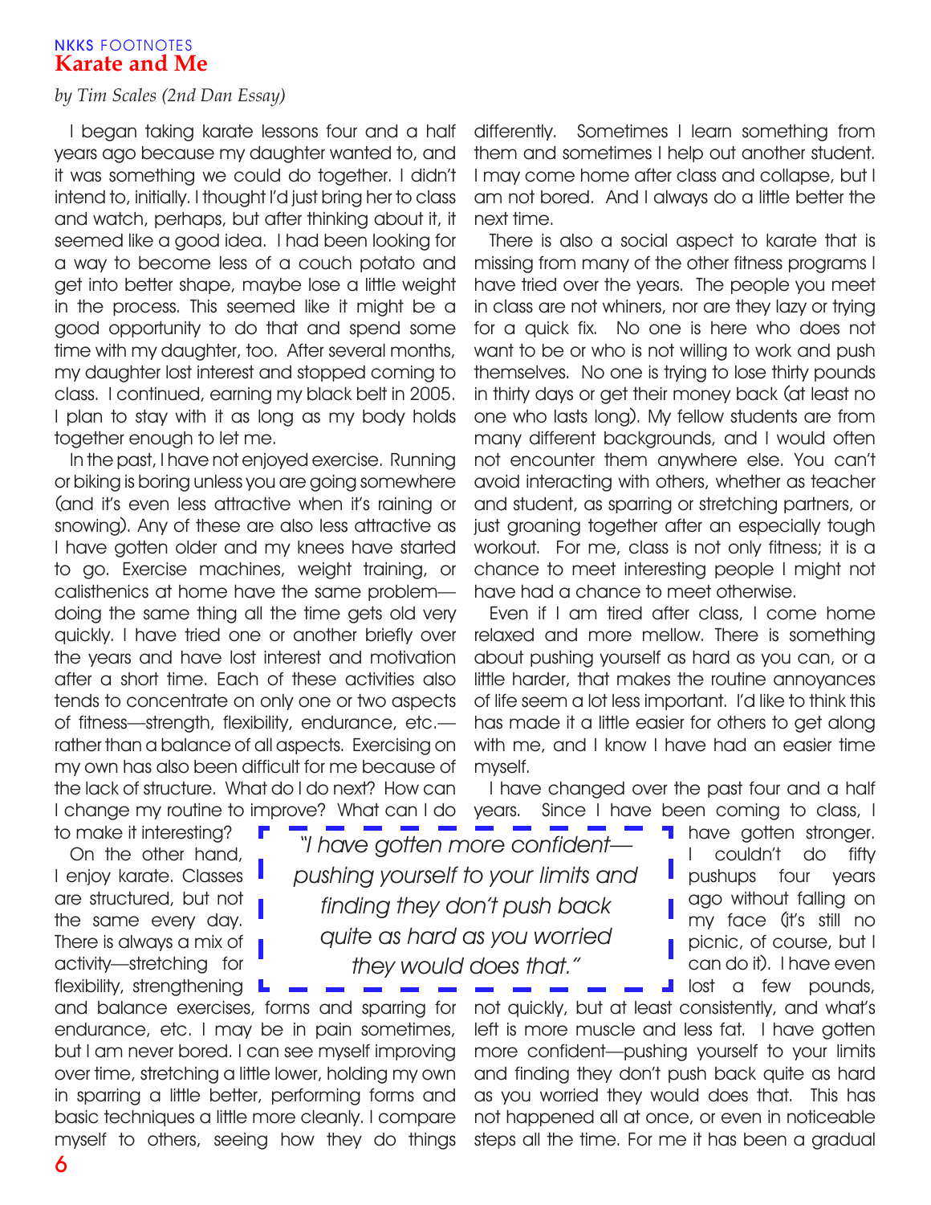NKKS FOOTNOTES

# Karate and Me

*by Tim Scales (2nd Dan Essay)*

I began taking karate lessons four and a half years ago because my daughter wanted to, and it was something we could do together. I didn't intend to, initially. I thought I'd just bring her to class and watch, perhaps, but after thinking about it, it seemed like a good idea. I had been looking for a way to become less of a couch potato and get into better shape, maybe lose a little weight in the process. This seemed like it might be a good opportunity to do that and spend some time with my daughter, too. After several months, my daughter lost interest and stopped coming to class. I continued, earning my black belt in 2005. I plan to stay with it as long as my body holds together enough to let me.

In the past, I have not enjoyed exercise. Running or biking is boring unless you are going somewhere (and it's even less attractive when it's raining or snowing). Any of these are also less attractive as I have gotten older and my knees have started to go. Exercise machines, weight training, or calisthenics at home have the same problem—doing the same thing all the time gets old very quickly. I have tried one or another briefly over the years and have lost interest and motivation after a short time. Each of these activities also tends to concentrate on only one or two aspects of fitness—strength, flexibility, endurance, etc.—rather than a balance of all aspects. Exercising on my own has also been difficult for me because of the lack of structure. What do I do next? How can I change my routine to improve? What can I do to make it interesting?

On the other hand, I enjoy karate. Classes are structured, but not the same every day. There is always a mix of activity—stretching for flexibility, strengthening and balance exercises, forms and sparring for endurance, etc. I may be in pain sometimes, but I am never bored. I can see myself improving over time, stretching a little lower, holding my own in sparring a little better, performing forms and basic techniques a little more cleanly. I compare myself to others, seeing how they do things differently. Sometimes I learn something from them and sometimes I help out another student. I may come home after class and collapse, but I am not bored. And I always do a little better the next time.

> "I have gotten more confident—pushing yourself to your limits and finding they don't push back quite as hard as you worried they would does that."

There is also a social aspect to karate that is missing from many of the other fitness programs I have tried over the years. The people you meet in class are not whiners, nor are they lazy or trying for a quick fix. No one is here who does not want to be or who is not willing to work and push themselves. No one is trying to lose thirty pounds in thirty days or get their money back (at least no one who lasts long). My fellow students are from many different backgrounds, and I would often not encounter them anywhere else. You can't avoid interacting with others, whether as teacher and student, as sparring or stretching partners, or just groaning together after an especially tough workout. For me, class is not only fitness; it is a chance to meet interesting people I might not have had a chance to meet otherwise.

Even if I am tired after class, I come home relaxed and more mellow. There is something about pushing yourself as hard as you can, or a little harder, that makes the routine annoyances of life seem a lot less important. I'd like to think this has made it a little easier for others to get along with me, and I know I have had an easier time myself.

I have changed over the past four and a half years. Since I have been coming to class, I have gotten stronger. I couldn't do fifty pushups four years ago without falling on my face (it's still no picnic, of course, but I can do it). I have even lost a few pounds, not quickly, but at least consistently, and what's left is more muscle and less fat. I have gotten more confident—pushing yourself to your limits and finding they don't push back quite as hard as you worried they would does that. This has not happened all at once, or even in noticeable steps all the time. For me it has been a gradual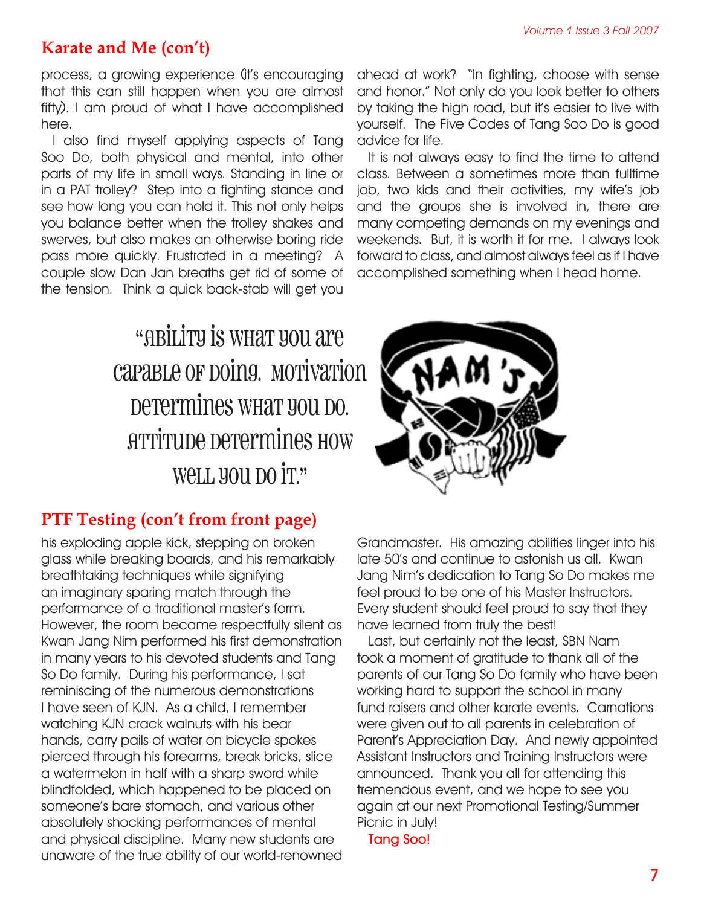## Karate and Me (con't)

process, a growing experience (it's encouraging that this can still happen when you are almost fifty). I am proud of what I have accomplished here.

I also find myself applying aspects of Tang Soo Do, both physical and mental, into other parts of my life in small ways. Standing in line or in a PAT trolley? Step into a fighting stance and see how long you can hold it. This not only helps you balance better when the trolley shakes and swerves, but also makes an otherwise boring ride pass more quickly. Frustrated in a meeting? A couple slow Dan Jan breaths get rid of some of the tension. Think a quick back-stab will get you ahead at work? "In fighting, choose with sense and honor." Not only do you look better to others by taking the high road, but it's easier to live with yourself. The Five Codes of Tang Soo Do is good advice for life.

It is not always easy to find the time to attend class. Between a sometimes more than fulltime job, two kids and their activities, my wife's job and the groups she is involved in, there are many competing demands on my evenings and weekends. But, it is worth it for me. I always look forward to class, and almost always feel as if I have accomplished something when I head home.

"Ability is what you are capable of doing. Motivation determines what you do. Attitude determines how well you do it."

## PTF Testing (con't from front page)

his exploding apple kick, stepping on broken glass while breaking boards, and his remarkably breathtaking techniques while signifying an imaginary sparing match through the performance of a traditional master's form. However, the room became respectfully silent as Kwan Jang Nim performed his first demonstration in many years to his devoted students and Tang So Do family. During his performance, I sat reminiscing of the numerous demonstrations I have seen of KJN. As a child, I remember watching KJN crack walnuts with his bear hands, carry pails of water on bicycle spokes pierced through his forearms, break bricks, slice a watermelon in half with a sharp sword while blindfolded, which happened to be placed on someone's bare stomach, and various other absolutely shocking performances of mental and physical discipline. Many new students are unaware of the true ability of our world-renowned Grandmaster. His amazing abilities linger into his late 50's and continue to astonish us all. Kwan Jang Nim's dedication to Tang So Do makes me feel proud to be one of his Master Instructors. Every student should feel proud to say that they have learned from truly the best!

Last, but certainly not the least, SBN Nam took a moment of gratitude to thank all of the parents of our Tang So Do family who have been working hard to support the school in many fund raisers and other karate events. Carnations were given out to all parents in celebration of Parent's Appreciation Day. And newly appointed Assistant Instructors and Training Instructors were announced. Thank you all for attending this tremendous event, and we hope to see you again at our next Promotional Testing/Summer Picnic in July!

Tang Soo!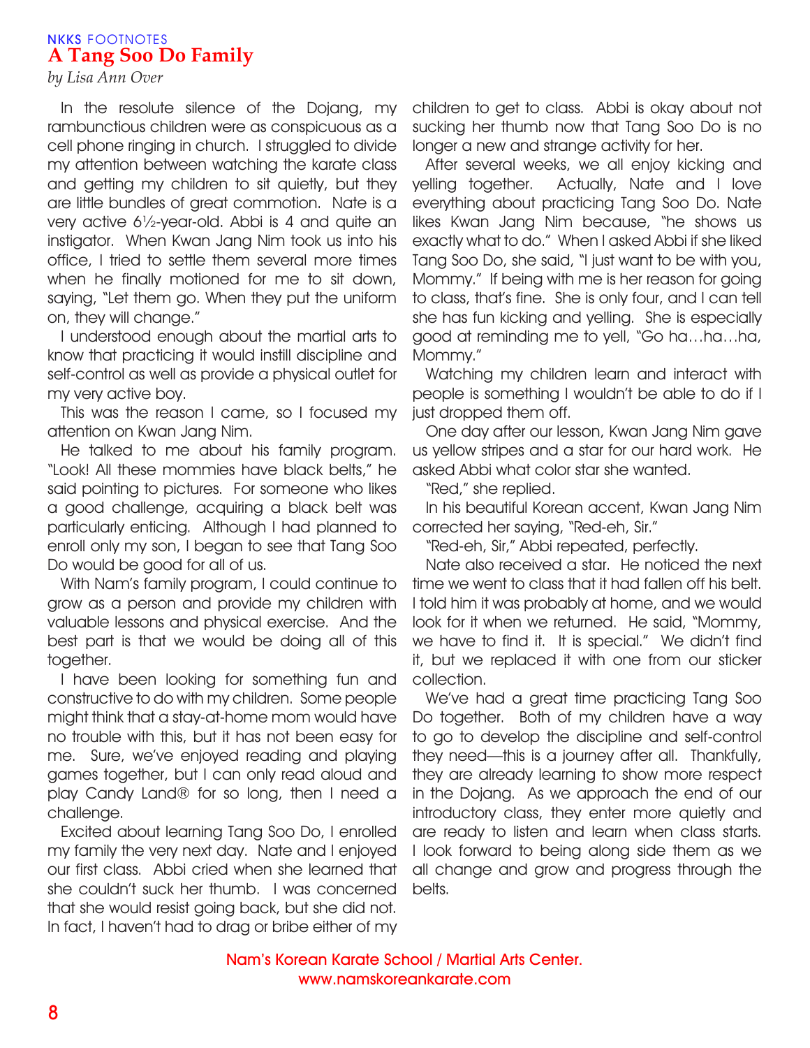NKKS FOOTNOTES

# A Tang Soo Do Family

*by Lisa Ann Over*

In the resolute silence of the Dojang, my rambunctious children were as conspicuous as a cell phone ringing in church. I struggled to divide my attention between watching the karate class and getting my children to sit quietly, but they are little bundles of great commotion. Nate is a very active 6½-year-old. Abbi is 4 and quite an instigator. When Kwan Jang Nim took us into his office, I tried to settle them several more times when he finally motioned for me to sit down, saying, "Let them go. When they put the uniform on, they will change."

I understood enough about the martial arts to know that practicing it would instill discipline and self-control as well as provide a physical outlet for my very active boy.

This was the reason I came, so I focused my attention on Kwan Jang Nim.

He talked to me about his family program. "Look! All these mommies have black belts," he said pointing to pictures. For someone who likes a good challenge, acquiring a black belt was particularly enticing. Although I had planned to enroll only my son, I began to see that Tang Soo Do would be good for all of us.

With Nam's family program, I could continue to grow as a person and provide my children with valuable lessons and physical exercise. And the best part is that we would be doing all of this together.

I have been looking for something fun and constructive to do with my children. Some people might think that a stay-at-home mom would have no trouble with this, but it has not been easy for me. Sure, we've enjoyed reading and playing games together, but I can only read aloud and play Candy Land® for so long, then I need a challenge.

Excited about learning Tang Soo Do, I enrolled my family the very next day. Nate and I enjoyed our first class. Abbi cried when she learned that she couldn't suck her thumb. I was concerned that she would resist going back, but she did not. In fact, I haven't had to drag or bribe either of my children to get to class. Abbi is okay about not sucking her thumb now that Tang Soo Do is no longer a new and strange activity for her.

After several weeks, we all enjoy kicking and yelling together. Actually, Nate and I love everything about practicing Tang Soo Do. Nate likes Kwan Jang Nim because, "he shows us exactly what to do." When I asked Abbi if she liked Tang Soo Do, she said, "I just want to be with you, Mommy." If being with me is her reason for going to class, that's fine. She is only four, and I can tell she has fun kicking and yelling. She is especially good at reminding me to yell, "Go ha…ha…ha, Mommy."

Watching my children learn and interact with people is something I wouldn't be able to do if I just dropped them off.

One day after our lesson, Kwan Jang Nim gave us yellow stripes and a star for our hard work. He asked Abbi what color star she wanted.

"Red," she replied.

In his beautiful Korean accent, Kwan Jang Nim corrected her saying, "Red-eh, Sir."

"Red-eh, Sir," Abbi repeated, perfectly.

Nate also received a star. He noticed the next time we went to class that it had fallen off his belt. I told him it was probably at home, and we would look for it when we returned. He said, "Mommy, we have to find it. It is special." We didn't find it, but we replaced it with one from our sticker collection.

We've had a great time practicing Tang Soo Do together. Both of my children have a way to go to develop the discipline and self-control they need—this is a journey after all. Thankfully, they are already learning to show more respect in the Dojang. As we approach the end of our introductory class, they enter more quietly and are ready to listen and learn when class starts. I look forward to being along side them as we all change and grow and progress through the belts.

Nam's Korean Karate School / Martial Arts Center.
www.namskoreankarate.com